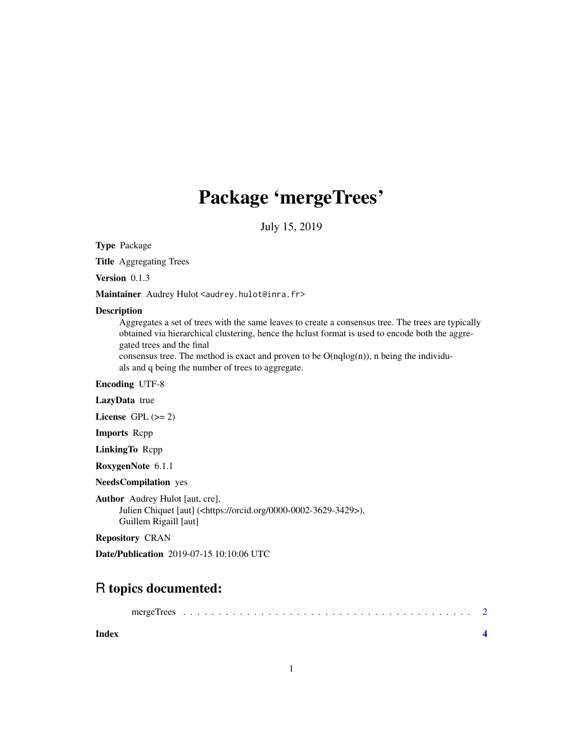# Package 'mergeTrees'

July 15, 2019

**Type** Package

**Title** Aggregating Trees

**Version** 0.1.3

**Maintainer** Audrey Hulot <audrey.hulot@inra.fr>

**Description**
Aggregates a set of trees with the same leaves to create a consensus tree. The trees are typically obtained via hierarchical clustering, hence the hclust format is used to encode both the aggregated trees and the final
consensus tree. The method is exact and proven to be O(nqlog(n)), n being the individuals and q being the number of trees to aggregate.

**Encoding** UTF-8

**LazyData** true

**License** GPL (>= 2)

**Imports** Rcpp

**LinkingTo** Rcpp

**RoxygenNote** 6.1.1

**NeedsCompilation** yes

**Author** Audrey Hulot [aut, cre],
Julien Chiquet [aut] (<https://orcid.org/0000-0002-3629-3429>),
Guillem Rigaill [aut]

**Repository** CRAN

**Date/Publication** 2019-07-15 10:10:06 UTC

## R topics documented:

mergeTrees . . . . . . . . . . . . . . . . . . . . . . . . . . . . . . . . . . . . . . . . . 2

**Index** **4**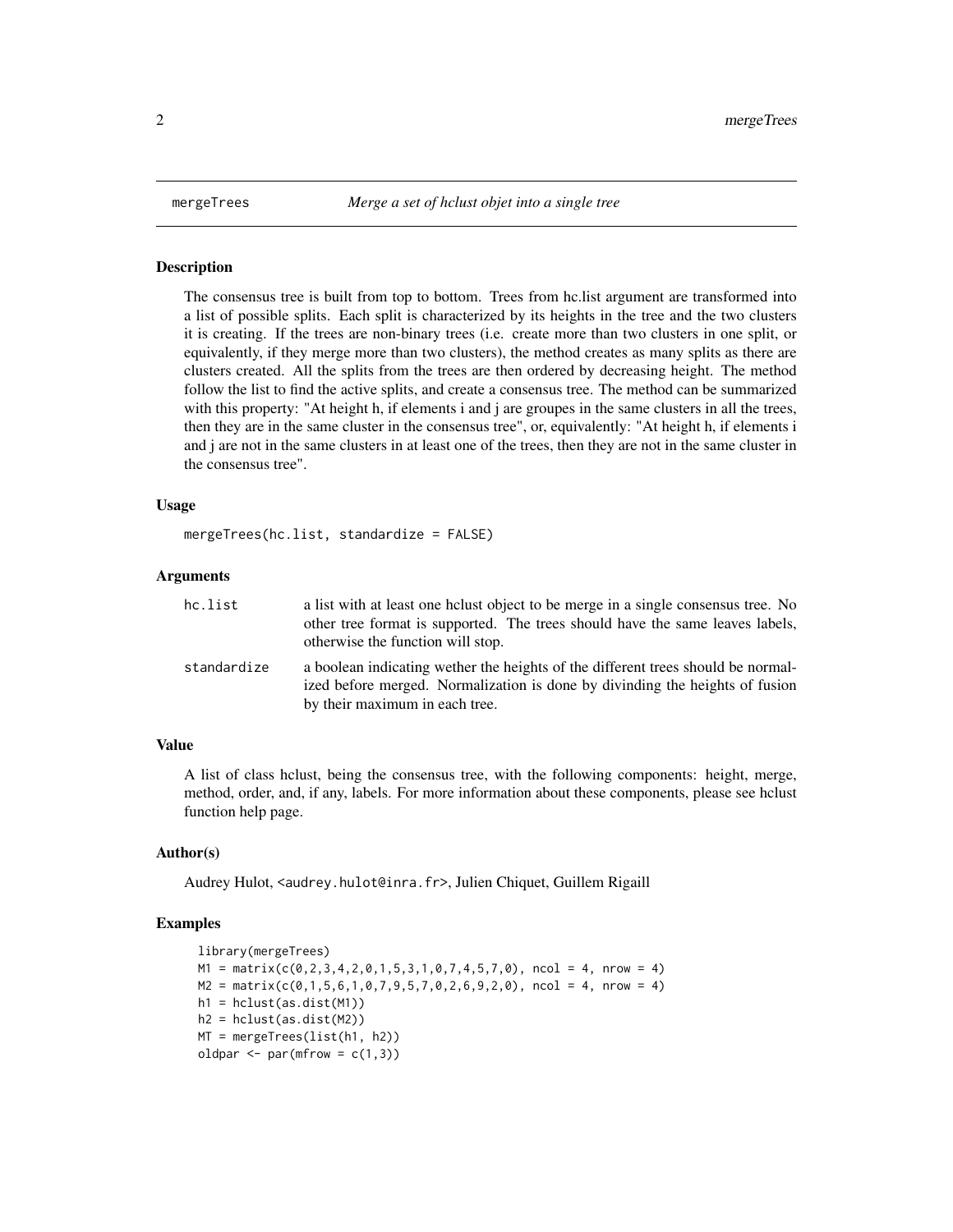# mergeTrees *Merge a set of hclust objet into a single tree*

## Description

The consensus tree is built from top to bottom. Trees from hc.list argument are transformed into a list of possible splits. Each split is characterized by its heights in the tree and the two clusters it is creating. If the trees are non-binary trees (i.e. create more than two clusters in one split, or equivalently, if they merge more than two clusters), the method creates as many splits as there are clusters created. All the splits from the trees are then ordered by decreasing height. The method follow the list to find the active splits, and create a consensus tree. The method can be summarized with this property: "At height h, if elements i and j are groupes in the same clusters in all the trees, then they are in the same cluster in the consensus tree", or, equivalently: "At height h, if elements i and j are not in the same clusters in at least one of the trees, then they are not in the same cluster in the consensus tree".

## Usage

```
mergeTrees(hc.list, standardize = FALSE)
```

## Arguments

| | |
|---|---|
| hc.list | a list with at least one hclust object to be merge in a single consensus tree. No other tree format is supported. The trees should have the same leaves labels, otherwise the function will stop. |
| standardize | a boolean indicating wether the heights of the different trees should be normalized before merged. Normalization is done by divinding the heights of fusion by their maximum in each tree. |

## Value

A list of class hclust, being the consensus tree, with the following components: height, merge, method, order, and, if any, labels. For more information about these components, please see hclust function help page.

## Author(s)

Audrey Hulot, <audrey.hulot@inra.fr>, Julien Chiquet, Guillem Rigaill

## Examples

```
library(mergeTrees)
M1 = matrix(c(0,2,3,4,2,0,1,5,3,1,0,7,4,5,7,0), ncol = 4, nrow = 4)
M2 = matrix(c(0,1,5,6,1,0,7,9,5,7,0,2,6,9,2,0), ncol = 4, nrow = 4)
h1 = hclust(as.dist(M1))
h2 = hclust(as.dist(M2))
MT = mergeTrees(list(h1, h2))
oldpar <- par(mfrow = c(1,3))
```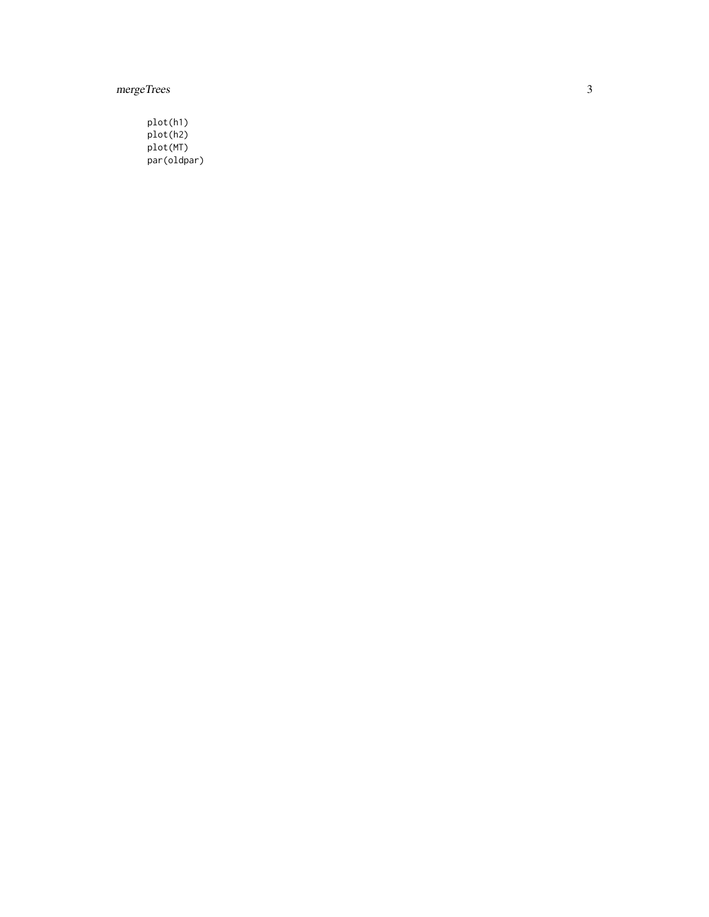```
plot(h1)
plot(h2)
plot(MT)
par(oldpar)
```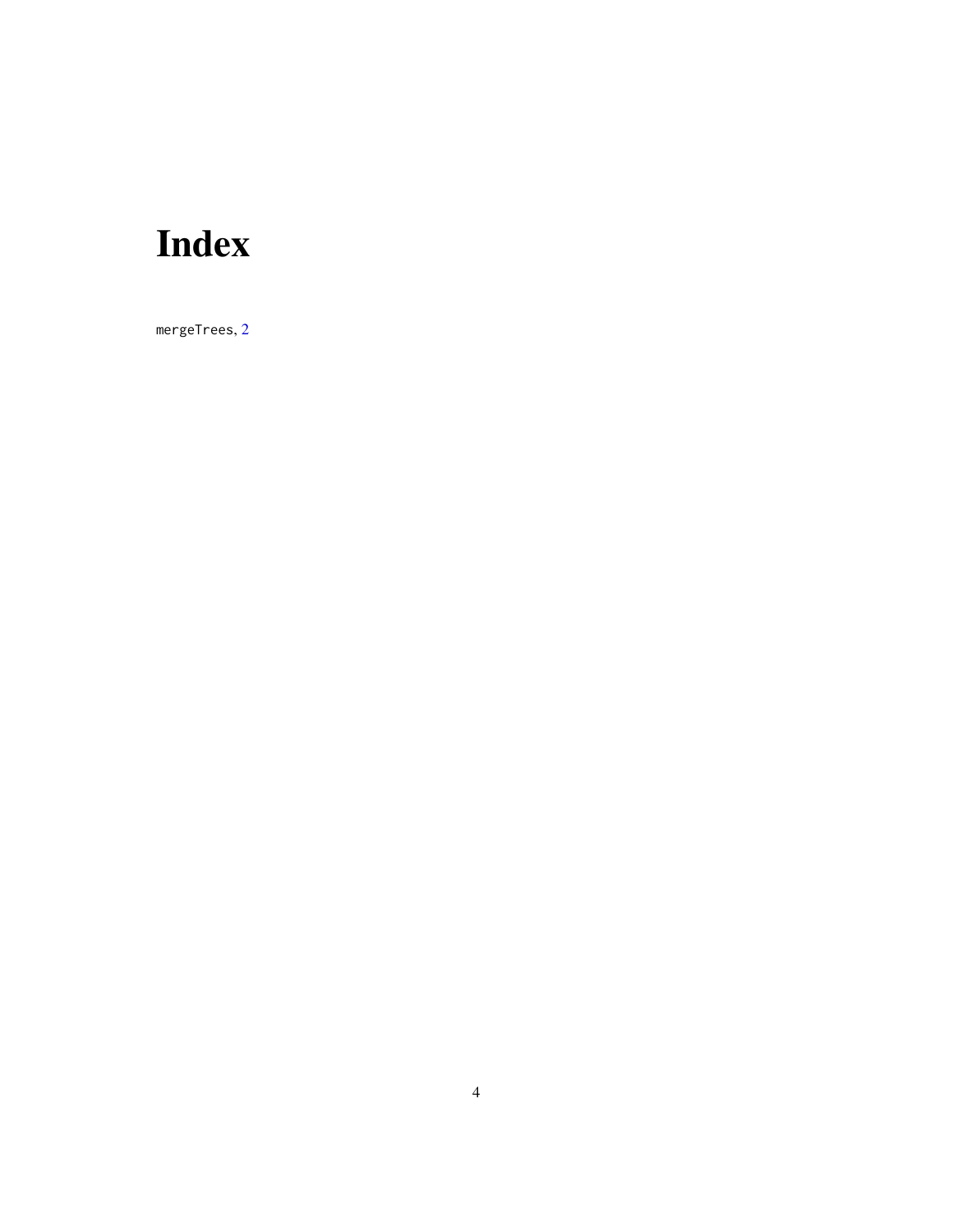# Index

`mergeTrees`, 2